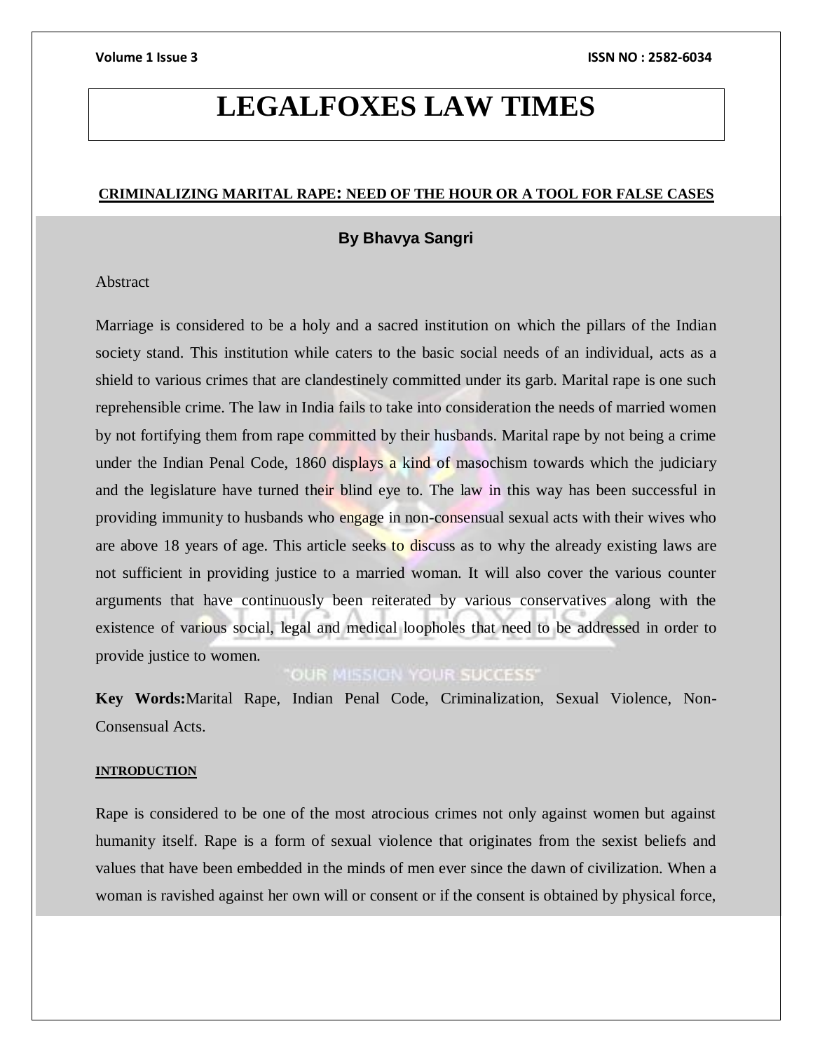# LEGALFOXES LAW TIMES

## CRIMINALIZING MARITAL RAPE: NEED OF THE HOUR OR A TOOL FOR FALSE CASES

**By Bhavya Sangri**

Abstract

Marriage is considered to be a holy and a sacred institution on which the pillars of the Indian society stand. This institution while caters to the basic social needs of an individual, acts as a shield to various crimes that are clandestinely committed under its garb. Marital rape is one such reprehensible crime. The law in India fails to take into consideration the needs of married women by not fortifying them from rape committed by their husbands. Marital rape by not being a crime under the Indian Penal Code, 1860 displays a kind of masochism towards which the judiciary and the legislature have turned their blind eye to. The law in this way has been successful in providing immunity to husbands who engage in non-consensual sexual acts with their wives who are above 18 years of age. This article seeks to discuss as to why the already existing laws are not sufficient in providing justice to a married woman. It will also cover the various counter arguments that have continuously been reiterated by various conservatives along with the existence of various social, legal and medical loopholes that need to be addressed in order to provide justice to women.

**Key Words:** Marital Rape, Indian Penal Code, Criminalization, Sexual Violence, Non-Consensual Acts.

### INTRODUCTION

Rape is considered to be one of the most atrocious crimes not only against women but against humanity itself. Rape is a form of sexual violence that originates from the sexist beliefs and values that have been embedded in the minds of men ever since the dawn of civilization. When a woman is ravished against her own will or consent or if the consent is obtained by physical force,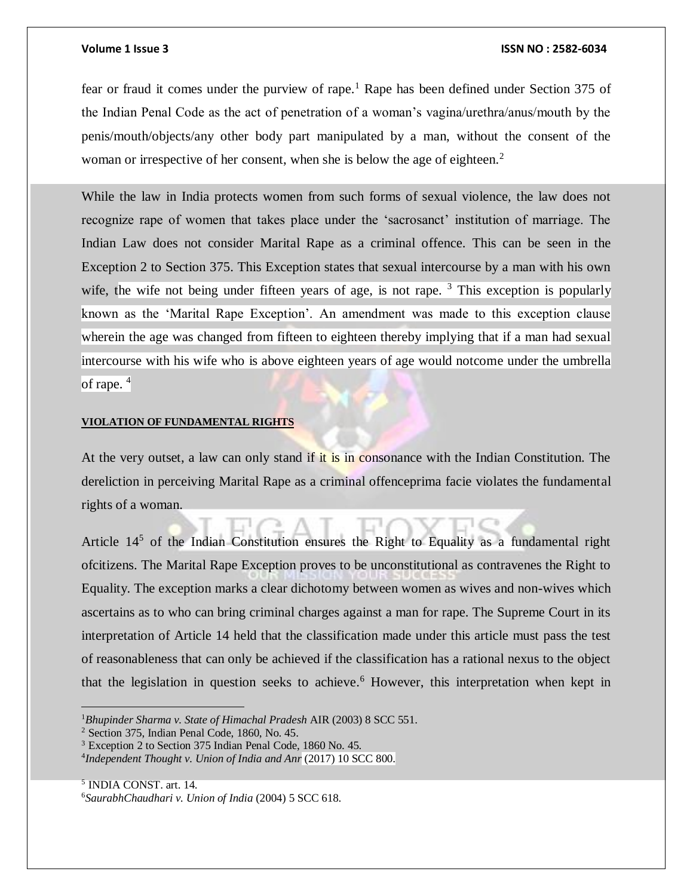fear or fraud it comes under the purview of rape.[1] Rape has been defined under Section 375 of the Indian Penal Code as the act of penetration of a woman's vagina/urethra/anus/mouth by the penis/mouth/objects/any other body part manipulated by a man, without the consent of the woman or irrespective of her consent, when she is below the age of eighteen.[2]

While the law in India protects women from such forms of sexual violence, the law does not recognize rape of women that takes place under the 'sacrosanct' institution of marriage. The Indian Law does not consider Marital Rape as a criminal offence. This can be seen in the Exception 2 to Section 375. This Exception states that sexual intercourse by a man with his own wife, the wife not being under fifteen years of age, is not rape. [3] This exception is popularly known as the 'Marital Rape Exception'. An amendment was made to this exception clause wherein the age was changed from fifteen to eighteen thereby implying that if a man had sexual intercourse with his wife who is above eighteen years of age would notcome under the umbrella of rape. [4]

## VIOLATION OF FUNDAMENTAL RIGHTS

At the very outset, a law can only stand if it is in consonance with the Indian Constitution. The dereliction in perceiving Marital Rape as a criminal offenceprima facie violates the fundamental rights of a woman.

Article 14[5] of the Indian Constitution ensures the Right to Equality as a fundamental right ofcitizens. The Marital Rape Exception proves to be unconstitutional as contravenes the Right to Equality. The exception marks a clear dichotomy between women as wives and non-wives which ascertains as to who can bring criminal charges against a man for rape. The Supreme Court in its interpretation of Article 14 held that the classification made under this article must pass the test of reasonableness that can only be achieved if the classification has a rational nexus to the object that the legislation in question seeks to achieve.[6] However, this interpretation when kept in

---

[1] *Bhupinder Sharma v. State of Himachal Pradesh* AIR (2003) 8 SCC 551.

[2] Section 375, Indian Penal Code, 1860, No. 45.

[3] Exception 2 to Section 375 Indian Penal Code, 1860 No. 45.

[4] *Independent Thought v. Union of India and Anr* (2017) 10 SCC 800.

[5] INDIA CONST. art. 14.

[6] *SaurabhChaudhari v. Union of India* (2004) 5 SCC 618.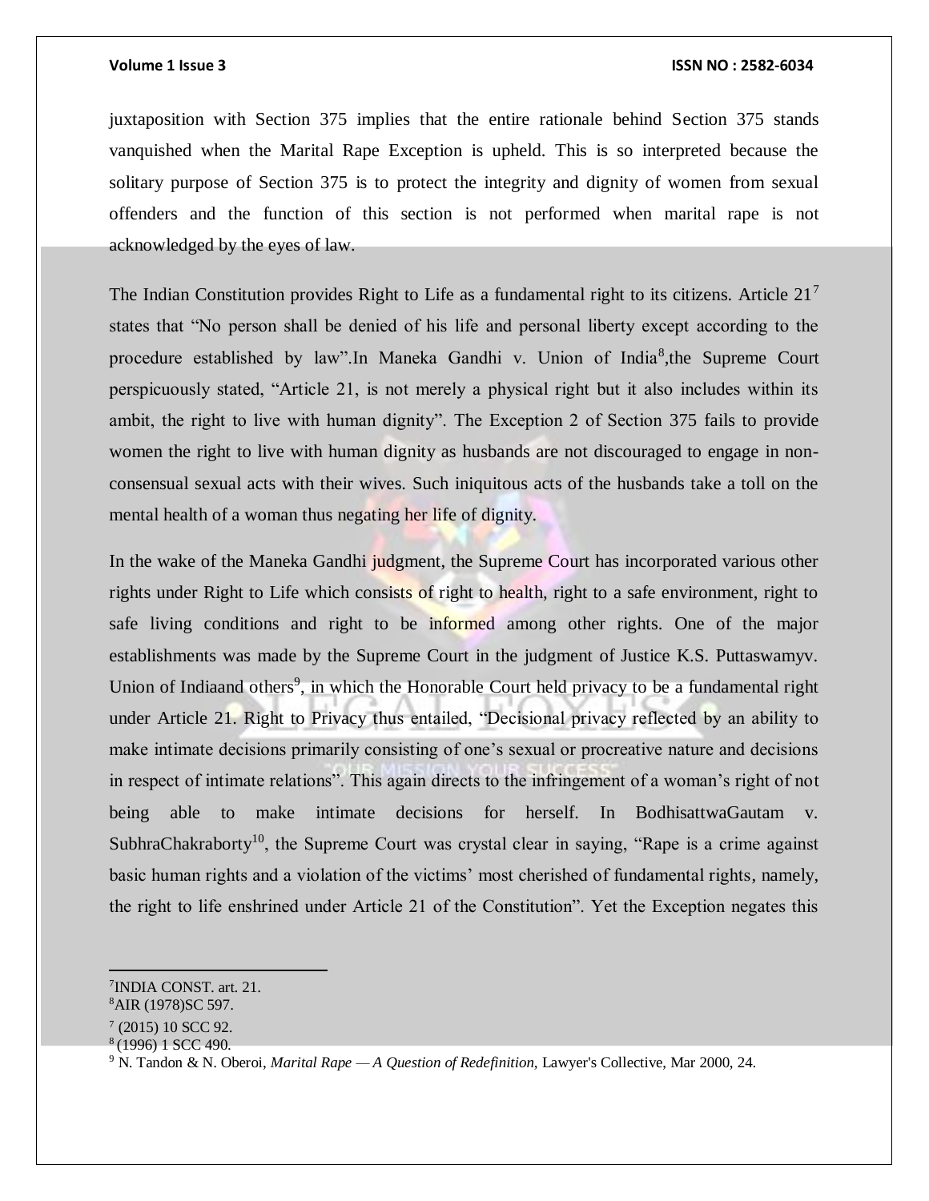juxtaposition with Section 375 implies that the entire rationale behind Section 375 stands vanquished when the Marital Rape Exception is upheld. This is so interpreted because the solitary purpose of Section 375 is to protect the integrity and dignity of women from sexual offenders and the function of this section is not performed when marital rape is not acknowledged by the eyes of law.

The Indian Constitution provides Right to Life as a fundamental right to its citizens. Article 21[7] states that "No person shall be denied of his life and personal liberty except according to the procedure established by law".In Maneka Gandhi v. Union of India[8],the Supreme Court perspicuously stated, "Article 21, is not merely a physical right but it also includes within its ambit, the right to live with human dignity". The Exception 2 of Section 375 fails to provide women the right to live with human dignity as husbands are not discouraged to engage in non-consensual sexual acts with their wives. Such iniquitous acts of the husbands take a toll on the mental health of a woman thus negating her life of dignity.

In the wake of the Maneka Gandhi judgment, the Supreme Court has incorporated various other rights under Right to Life which consists of right to health, right to a safe environment, right to safe living conditions and right to be informed among other rights. One of the major establishments was made by the Supreme Court in the judgment of Justice K.S. Puttaswamyv. Union of Indiaand others[9], in which the Honorable Court held privacy to be a fundamental right under Article 21. Right to Privacy thus entailed, "Decisional privacy reflected by an ability to make intimate decisions primarily consisting of one's sexual or procreative nature and decisions in respect of intimate relations". This again directs to the infringement of a woman's right of not being able to make intimate decisions for herself. In BodhisattwaGautam v. SubhraChakraborty[10], the Supreme Court was crystal clear in saying, "Rape is a crime against basic human rights and a violation of the victims' most cherished of fundamental rights, namely, the right to life enshrined under Article 21 of the Constitution". Yet the Exception negates this

---

[7]INDIA CONST. art. 21.

[8]AIR (1978)SC 597.

[7] (2015) 10 SCC 92.

[8] (1996) 1 SCC 490.

[9] N. Tandon & N. Oberoi, *Marital Rape — A Question of Redefinition*, Lawyer's Collective, Mar 2000, 24.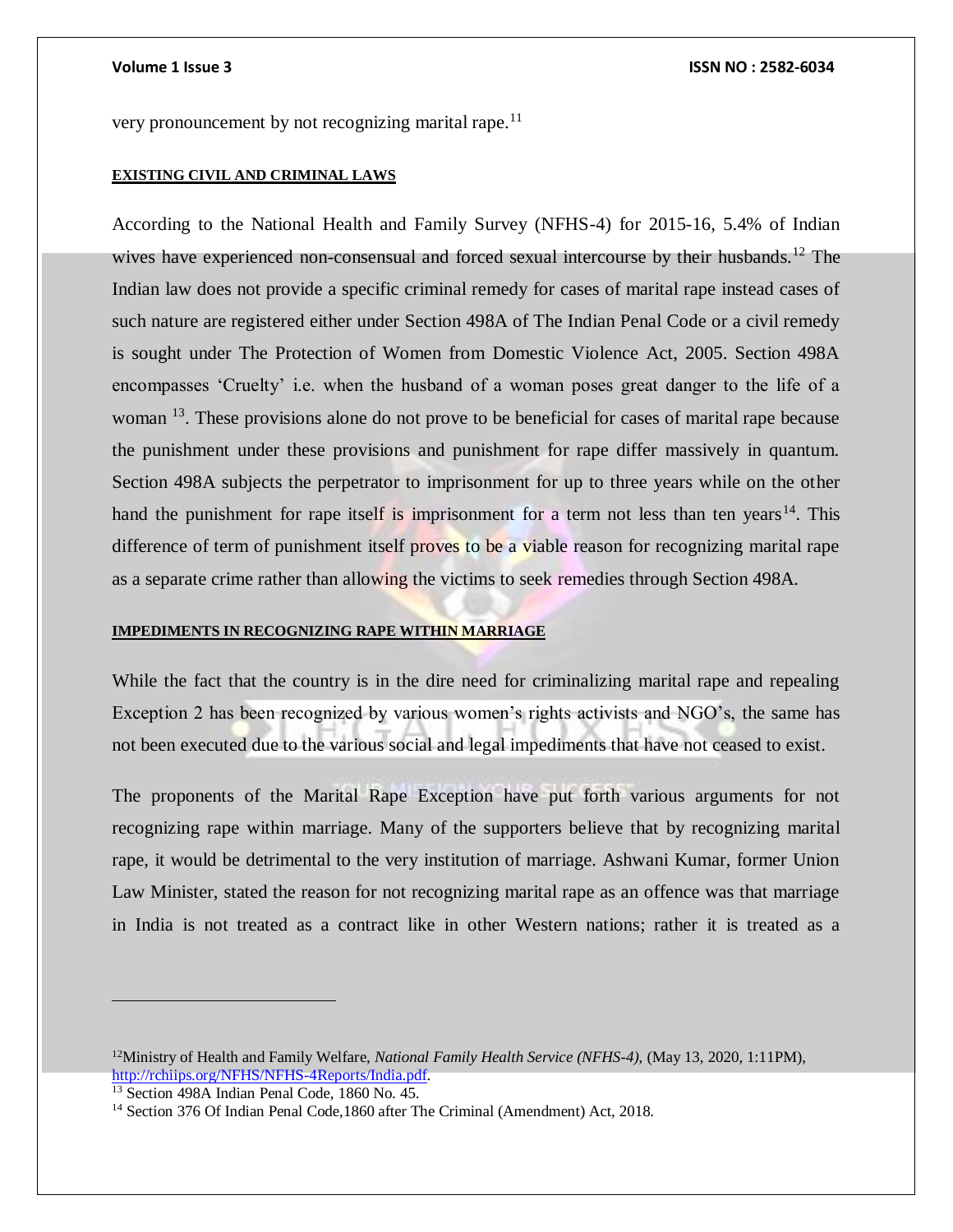very pronouncement by not recognizing marital rape.[11]

**EXISTING CIVIL AND CRIMINAL LAWS**

According to the National Health and Family Survey (NFHS-4) for 2015-16, 5.4% of Indian wives have experienced non-consensual and forced sexual intercourse by their husbands.[12] The Indian law does not provide a specific criminal remedy for cases of marital rape instead cases of such nature are registered either under Section 498A of The Indian Penal Code or a civil remedy is sought under The Protection of Women from Domestic Violence Act, 2005. Section 498A encompasses 'Cruelty' i.e. when the husband of a woman poses great danger to the life of a woman [13]. These provisions alone do not prove to be beneficial for cases of marital rape because the punishment under these provisions and punishment for rape differ massively in quantum. Section 498A subjects the perpetrator to imprisonment for up to three years while on the other hand the punishment for rape itself is imprisonment for a term not less than ten years[14]. This difference of term of punishment itself proves to be a viable reason for recognizing marital rape as a separate crime rather than allowing the victims to seek remedies through Section 498A.

**IMPEDIMENTS IN RECOGNIZING RAPE WITHIN MARRIAGE**

While the fact that the country is in the dire need for criminalizing marital rape and repealing Exception 2 has been recognized by various women's rights activists and NGO's, the same has not been executed due to the various social and legal impediments that have not ceased to exist.

The proponents of the Marital Rape Exception have put forth various arguments for not recognizing rape within marriage. Many of the supporters believe that by recognizing marital rape, it would be detrimental to the very institution of marriage. Ashwani Kumar, former Union Law Minister, stated the reason for not recognizing marital rape as an offence was that marriage in India is not treated as a contract like in other Western nations; rather it is treated as a

---

[12] Ministry of Health and Family Welfare, *National Family Health Service (NFHS-4)*, (May 13, 2020, 1:11PM), http://rchiips.org/NFHS/NFHS-4Reports/India.pdf.

[13] Section 498A Indian Penal Code, 1860 No. 45.

[14] Section 376 Of Indian Penal Code,1860 after The Criminal (Amendment) Act, 2018.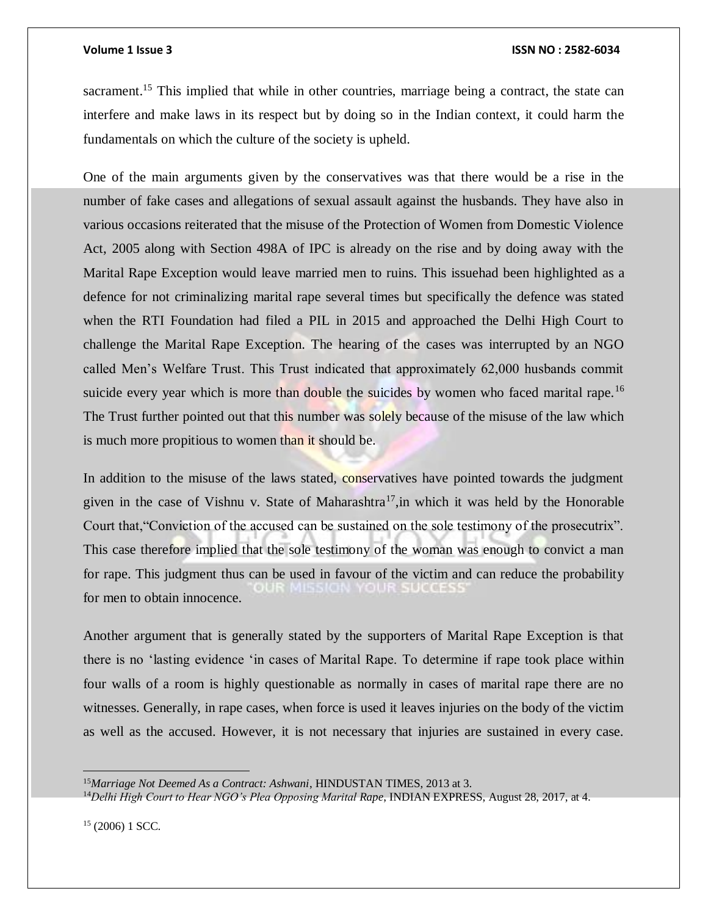sacrament.[15] This implied that while in other countries, marriage being a contract, the state can interfere and make laws in its respect but by doing so in the Indian context, it could harm the fundamentals on which the culture of the society is upheld.

One of the main arguments given by the conservatives was that there would be a rise in the number of fake cases and allegations of sexual assault against the husbands. They have also in various occasions reiterated that the misuse of the Protection of Women from Domestic Violence Act, 2005 along with Section 498A of IPC is already on the rise and by doing away with the Marital Rape Exception would leave married men to ruins. This issuehad been highlighted as a defence for not criminalizing marital rape several times but specifically the defence was stated when the RTI Foundation had filed a PIL in 2015 and approached the Delhi High Court to challenge the Marital Rape Exception. The hearing of the cases was interrupted by an NGO called Men's Welfare Trust. This Trust indicated that approximately 62,000 husbands commit suicide every year which is more than double the suicides by women who faced marital rape.[16] The Trust further pointed out that this number was solely because of the misuse of the law which is much more propitious to women than it should be.

In addition to the misuse of the laws stated, conservatives have pointed towards the judgment given in the case of Vishnu v. State of Maharashtra[17],in which it was held by the Honorable Court that,"Conviction of the accused can be sustained on the sole testimony of the prosecutrix". This case therefore implied that the sole testimony of the woman was enough to convict a man for rape. This judgment thus can be used in favour of the victim and can reduce the probability for men to obtain innocence.

Another argument that is generally stated by the supporters of Marital Rape Exception is that there is no 'lasting evidence 'in cases of Marital Rape. To determine if rape took place within four walls of a room is highly questionable as normally in cases of marital rape there are no witnesses. Generally, in rape cases, when force is used it leaves injuries on the body of the victim as well as the accused. However, it is not necessary that injuries are sustained in every case.

---

[15] *Marriage Not Deemed As a Contract: Ashwani*, HINDUSTAN TIMES, 2013 at 3.

[14] *Delhi High Court to Hear NGO's Plea Opposing Marital Rape*, INDIAN EXPRESS, August 28, 2017, at 4.

[15] (2006) 1 SCC.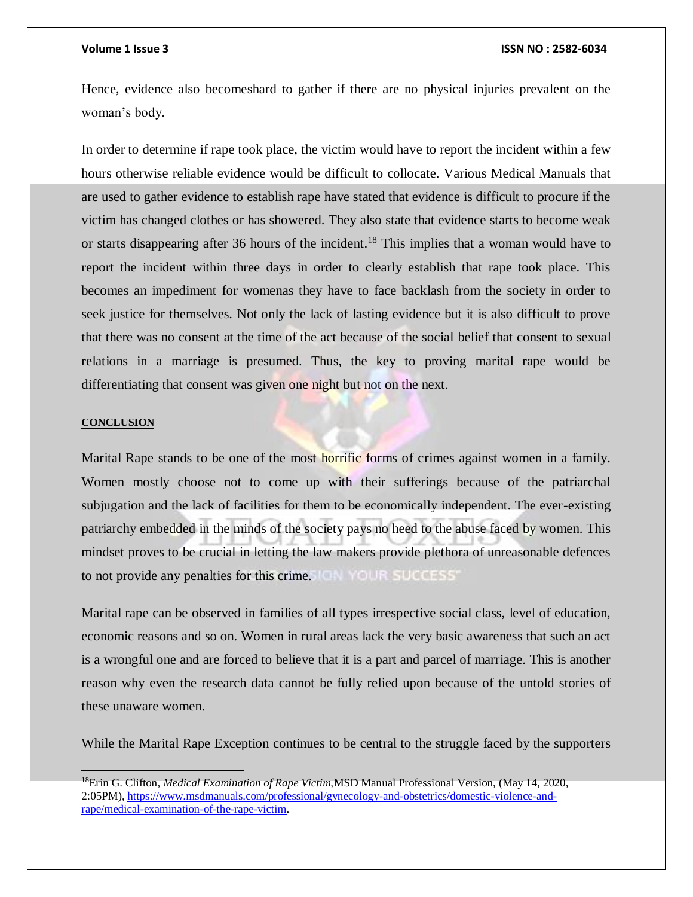Hence, evidence also becomeshard to gather if there are no physical injuries prevalent on the woman's body.

In order to determine if rape took place, the victim would have to report the incident within a few hours otherwise reliable evidence would be difficult to collocate. Various Medical Manuals that are used to gather evidence to establish rape have stated that evidence is difficult to procure if the victim has changed clothes or has showered. They also state that evidence starts to become weak or starts disappearing after 36 hours of the incident.[18] This implies that a woman would have to report the incident within three days in order to clearly establish that rape took place. This becomes an impediment for womenas they have to face backlash from the society in order to seek justice for themselves. Not only the lack of lasting evidence but it is also difficult to prove that there was no consent at the time of the act because of the social belief that consent to sexual relations in a marriage is presumed. Thus, the key to proving marital rape would be differentiating that consent was given one night but not on the next.

## CONCLUSION

Marital Rape stands to be one of the most horrific forms of crimes against women in a family. Women mostly choose not to come up with their sufferings because of the patriarchal subjugation and the lack of facilities for them to be economically independent. The ever-existing patriarchy embedded in the minds of the society pays no heed to the abuse faced by women. This mindset proves to be crucial in letting the law makers provide plethora of unreasonable defences to not provide any penalties for this crime.

Marital rape can be observed in families of all types irrespective social class, level of education, economic reasons and so on. Women in rural areas lack the very basic awareness that such an act is a wrongful one and are forced to believe that it is a part and parcel of marriage. This is another reason why even the research data cannot be fully relied upon because of the untold stories of these unaware women.

While the Marital Rape Exception continues to be central to the struggle faced by the supporters

---

[18] Erin G. Clifton, *Medical Examination of Rape Victim*, MSD Manual Professional Version, (May 14, 2020, 2:05PM), https://www.msdmanuals.com/professional/gynecology-and-obstetrics/domestic-violence-and-rape/medical-examination-of-the-rape-victim.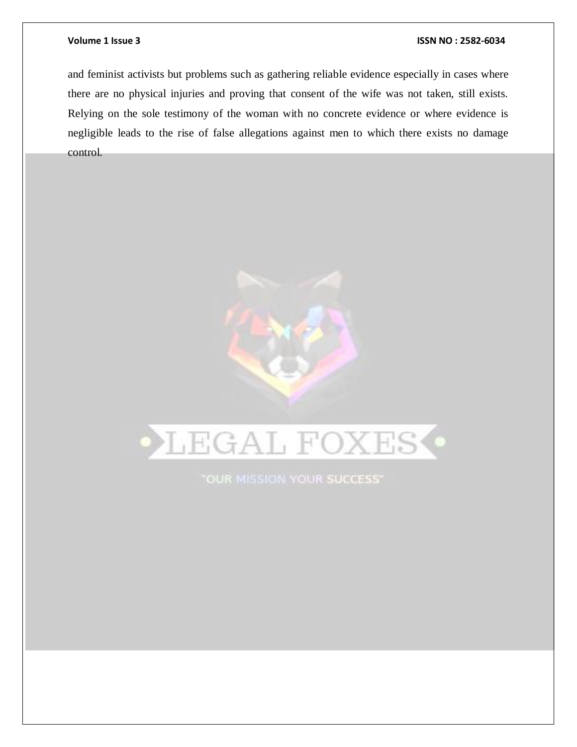and feminist activists but problems such as gathering reliable evidence especially in cases where there are no physical injuries and proving that consent of the wife was not taken, still exists. Relying on the sole testimony of the woman with no concrete evidence or where evidence is negligible leads to the rise of false allegations against men to which there exists no damage control.